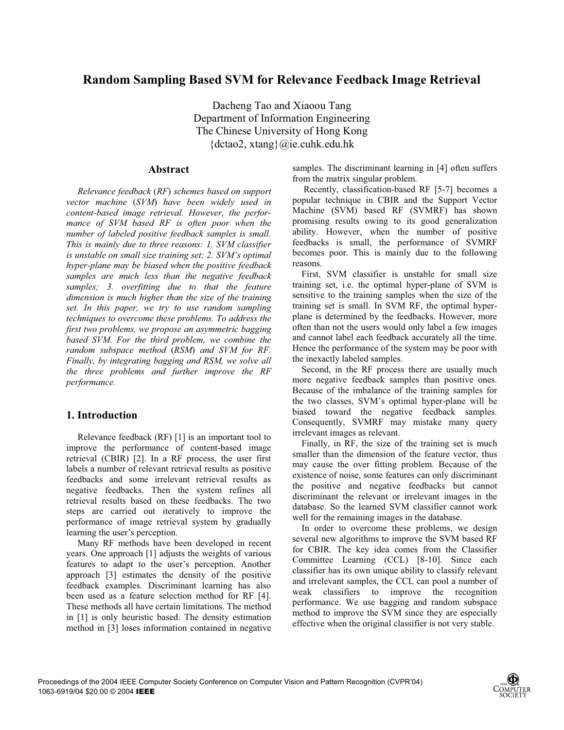# Random Sampling Based SVM for Relevance Feedback Image Retrieval

Dacheng Tao and Xiaoou Tang
Department of Information Engineering
The Chinese University of Hong Kong
{dctao2, xtang}@ie.cuhk.edu.hk

## Abstract

*Relevance feedback (RF) schemes based on support vector machine (SVM) have been widely used in content-based image retrieval. However, the performance of SVM based RF is often poor when the number of labeled positive feedback samples is small. This is mainly due to three reasons: 1. SVM classifier is unstable on small size training set; 2. SVM's optimal hyper-plane may be biased when the positive feedback samples are much less than the negative feedback samples; 3. overfitting due to that the feature dimension is much higher than the size of the training set. In this paper, we try to use random sampling techniques to overcome these problems. To address the first two problems, we propose an asymmetric bagging based SVM. For the third problem, we combine the random subspace method (RSM) and SVM for RF. Finally, by integrating bagging and RSM, we solve all the three problems and further improve the RF performance.*

## 1. Introduction

Relevance feedback (RF) [1] is an important tool to improve the performance of content-based image retrieval (CBIR) [2]. In a RF process, the user first labels a number of relevant retrieval results as positive feedbacks and some irrelevant retrieval results as negative feedbacks. Then the system refines all retrieval results based on these feedbacks. The two steps are carried out iteratively to improve the performance of image retrieval system by gradually learning the user's perception.

Many RF methods have been developed in recent years. One approach [1] adjusts the weights of various features to adapt to the user's perception. Another approach [3] estimates the density of the positive feedback examples. Discriminant learning has also been used as a feature selection method for RF [4]. These methods all have certain limitations. The method in [1] is only heuristic based. The density estimation method in [3] loses information contained in negative samples. The discriminant learning in [4] often suffers from the matrix singular problem.

Recently, classification-based RF [5-7] becomes a popular technique in CBIR and the Support Vector Machine (SVM) based RF (SVMRF) has shown promising results owing to its good generalization ability. However, when the number of positive feedbacks is small, the performance of SVMRF becomes poor. This is mainly due to the following reasons.

First, SVM classifier is unstable for small size training set, i.e. the optimal hyper-plane of SVM is sensitive to the training samples when the size of the training set is small. In SVM RF, the optimal hyper-plane is determined by the feedbacks. However, more often than not the users would only label a few images and cannot label each feedback accurately all the time. Hence the performance of the system may be poor with the inexactly labeled samples.

Second, in the RF process there are usually much more negative feedback samples than positive ones. Because of the imbalance of the training samples for the two classes, SVM's optimal hyper-plane will be biased toward the negative feedback samples. Consequently, SVMRF may mistake many query irrelevant images as relevant.

Finally, in RF, the size of the training set is much smaller than the dimension of the feature vector, thus may cause the over fitting problem. Because of the existence of noise, some features can only discriminant the positive and negative feedbacks but cannot discriminant the relevant or irrelevant images in the database. So the learned SVM classifier cannot work well for the remaining images in the database.

In order to overcome these problems, we design several new algorithms to improve the SVM based RF for CBIR. The key idea comes from the Classifier Committee Learning (CCL) [8-10]. Since each classifier has its own unique ability to classify relevant and irrelevant samples, the CCL can pool a number of weak classifiers to improve the recognition performance. We use bagging and random subspace method to improve the SVM since they are especially effective when the original classifier is not very stable.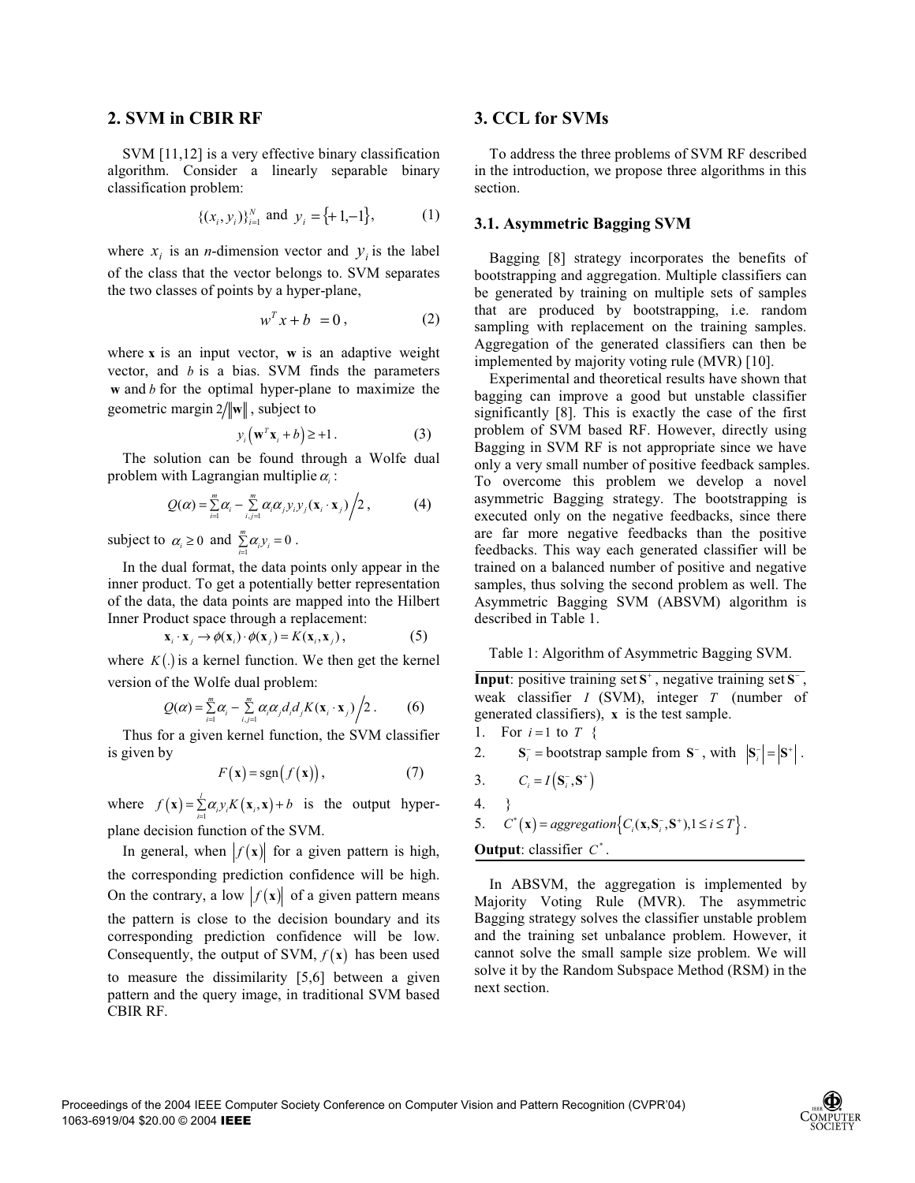## 2. SVM in CBIR RF

SVM [11,12] is a very effective binary classification algorithm. Consider a linearly separable binary classification problem:

$$\{(x_i, y_i)\}_{i=1}^{N} \text{ and } y_i = \{+1, -1\}, \tag{1}$$

where $x_i$ is an $n$-dimension vector and $y_i$ is the label of the class that the vector belongs to. SVM separates the two classes of points by a hyper-plane,

$$w^T x + b = 0, \tag{2}$$

where $\mathbf{x}$ is an input vector, $\mathbf{w}$ is an adaptive weight vector, and $b$ is a bias. SVM finds the parameters $\mathbf{w}$ and $b$ for the optimal hyper-plane to maximize the geometric margin $2/\|\mathbf{w}\|$, subject to

$$y_i\left(\mathbf{w}^T \mathbf{x}_i + b\right) \geq +1. \tag{3}$$

The solution can be found through a Wolfe dual problem with Lagrangian multiplie $\alpha_i$:

$$Q(\alpha) = \sum_{i=1}^{m} \alpha_i - \sum_{i,j=1}^{m} \alpha_i \alpha_j y_i y_j (\mathbf{x}_i \cdot \mathbf{x}_j) \Big/ 2, \tag{4}$$

subject to $\alpha_i \geq 0$ and $\sum_{i=1}^{m} \alpha_i y_i = 0$.

In the dual format, the data points only appear in the inner product. To get a potentially better representation of the data, the data points are mapped into the Hilbert Inner Product space through a replacement:

$$\mathbf{x}_i \cdot \mathbf{x}_j \rightarrow \phi(\mathbf{x}_i) \cdot \phi(\mathbf{x}_j) = K(\mathbf{x}_i, \mathbf{x}_j), \tag{5}$$

where $K(.)$ is a kernel function. We then get the kernel version of the Wolfe dual problem:

$$Q(\alpha) = \sum_{i=1}^{m} \alpha_i - \sum_{i,j=1}^{m} \alpha_i \alpha_j d_i d_j K(\mathbf{x}_i \cdot \mathbf{x}_j) \Big/ 2. \tag{6}$$

Thus for a given kernel function, the SVM classifier is given by

$$F(\mathbf{x}) = \operatorname{sgn}\left(f(\mathbf{x})\right), \tag{7}$$

where $f(\mathbf{x}) = \sum_{i=1}^{l} \alpha_i y_i K(\mathbf{x}_i, \mathbf{x}) + b$ is the output hyper-plane decision function of the SVM.

In general, when $|f(\mathbf{x})|$ for a given pattern is high, the corresponding prediction confidence will be high. On the contrary, a low $|f(\mathbf{x})|$ of a given pattern means the pattern is close to the decision boundary and its corresponding prediction confidence will be low. Consequently, the output of SVM, $f(\mathbf{x})$ has been used to measure the dissimilarity [5,6] between a given pattern and the query image, in traditional SVM based CBIR RF.

## 3. CCL for SVMs

To address the three problems of SVM RF described in the introduction, we propose three algorithms in this section.

### 3.1. Asymmetric Bagging SVM

Bagging [8] strategy incorporates the benefits of bootstrapping and aggregation. Multiple classifiers can be generated by training on multiple sets of samples that are produced by bootstrapping, i.e. random sampling with replacement on the training samples. Aggregation of the generated classifiers can then be implemented by majority voting rule (MVR) [10].

Experimental and theoretical results have shown that bagging can improve a good but unstable classifier significantly [8]. This is exactly the case of the first problem of SVM based RF. However, directly using Bagging in SVM RF is not appropriate since we have only a very small number of positive feedback samples. To overcome this problem we develop a novel asymmetric Bagging strategy. The bootstrapping is executed only on the negative feedbacks, since there are far more negative feedbacks than the positive feedbacks. This way each generated classifier will be trained on a balanced number of positive and negative samples, thus solving the second problem as well. The Asymmetric Bagging SVM (ABSVM) algorithm is described in Table 1.

Table 1: Algorithm of Asymmetric Bagging SVM.

**Input**: positive training set $\mathbf{S}^+$, negative training set $\mathbf{S}^-$, weak classifier $I$ (SVM), integer $T$ (number of generated classifiers), $\mathbf{x}$ is the test sample.

1. For $i = 1$ to $T$ {
2. $\quad \mathbf{S}_i^- =$ bootstrap sample from $\mathbf{S}^-$, with $|\mathbf{S}_i^-| = |\mathbf{S}^+|$.
3. $\quad C_i = I\left(\mathbf{S}_i^-, \mathbf{S}^+\right)$
4. }
5. $C^*(\mathbf{x}) = aggregation\left\{C_i(\mathbf{x}, \mathbf{S}_i^-, \mathbf{S}^+), 1 \leq i \leq T\right\}$.

**Output**: classifier $C^*$.

In ABSVM, the aggregation is implemented by Majority Voting Rule (MVR). The asymmetric Bagging strategy solves the classifier unstable problem and the training set unbalance problem. However, it cannot solve the small sample size problem. We will solve it by the Random Subspace Method (RSM) in the next section.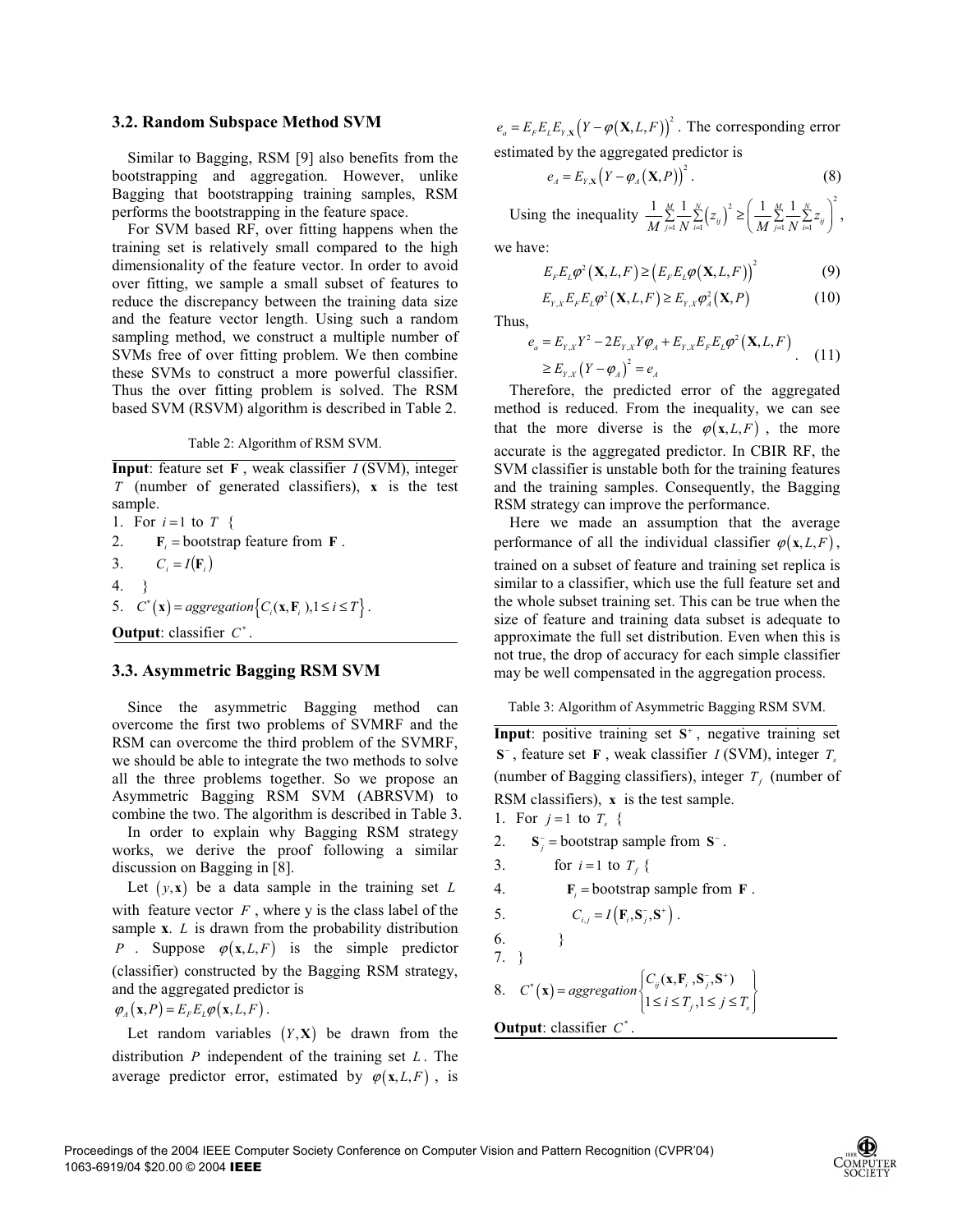### 3.2. Random Subspace Method SVM

Similar to Bagging, RSM [9] also benefits from the bootstrapping and aggregation. However, unlike Bagging that bootstrapping training samples, RSM performs the bootstrapping in the feature space.

For SVM based RF, over fitting happens when the training set is relatively small compared to the high dimensionality of the feature vector. In order to avoid over fitting, we sample a small subset of features to reduce the discrepancy between the training data size and the feature vector length. Using such a random sampling method, we construct a multiple number of SVMs free of over fitting problem. We then combine these SVMs to construct a more powerful classifier. Thus the over fitting problem is solved. The RSM based SVM (RSVM) algorithm is described in Table 2.

Table 2: Algorithm of RSM SVM.

**Input**: feature set $\mathbf{F}$, weak classifier $I$ (SVM), integer $T$ (number of generated classifiers), $\mathbf{x}$ is the test sample.

1. For $i=1$ to $T$ {
2. $\mathbf{F}_i =$ bootstrap feature from $\mathbf{F}$.
3. $C_i = I(\mathbf{F}_i)$
4. }
5. $C^*(\mathbf{x}) = aggregation\{C_i(\mathbf{x}, \mathbf{F}_i), 1 \le i \le T\}$.

**Output**: classifier $C^*$.

### 3.3. Asymmetric Bagging RSM SVM

Since the asymmetric Bagging method can overcome the first two problems of SVMRF and the RSM can overcome the third problem of the SVMRF, we should be able to integrate the two methods to solve all the three problems together. So we propose an Asymmetric Bagging RSM SVM (ABRSVM) to combine the two. The algorithm is described in Table 3.

In order to explain why Bagging RSM strategy works, we derive the proof following a similar discussion on Bagging in [8].

Let $(y, \mathbf{x})$ be a data sample in the training set $L$ with feature vector $F$, where y is the class label of the sample $\mathbf{x}$. $L$ is drawn from the probability distribution $P$. Suppose $\varphi(\mathbf{x}, L, F)$ is the simple predictor (classifier) constructed by the Bagging RSM strategy, and the aggregated predictor is $\varphi_A(\mathbf{x}, P) = E_F E_L \varphi(\mathbf{x}, L, F)$.

Let random variables $(Y, \mathbf{X})$ be drawn from the distribution $P$ independent of the training set $L$. The average predictor error, estimated by $\varphi(\mathbf{x}, L, F)$, is $e_a = E_F E_L E_{Y,\mathbf{X}} \left(Y - \varphi(\mathbf{X}, L, F)\right)^2$. The corresponding error estimated by the aggregated predictor is

$$e_A = E_{Y,\mathbf{X}} \left(Y - \varphi_A(\mathbf{X}, P)\right)^2. \tag{8}$$

Using the inequality $\frac{1}{M}\sum_{j=1}^{M}\frac{1}{N}\sum_{i=1}^{N}(z_{ij})^2 \ge \left(\frac{1}{M}\sum_{j=1}^{M}\frac{1}{N}\sum_{i=1}^{N} z_{ij}\right)^2$, we have:

$$E_F E_L \varphi^2(\mathbf{X}, L, F) \ge \left(E_F E_L \varphi(\mathbf{X}, L, F)\right)^2 \tag{9}$$

$$E_{Y,X} E_F E_L \varphi^2(\mathbf{X}, L, F) \ge E_{Y,X} \varphi_A^2(\mathbf{X}, P) \tag{10}$$

Thus,

$$\begin{aligned} e_a &= E_{Y,X} Y^2 - 2E_{Y,X} Y \varphi_A + E_{Y,X} E_F E_L \varphi^2(\mathbf{X}, L, F) \\ &\ge E_{Y,X}(Y - \varphi_A)^2 = e_A \end{aligned}. \tag{11}$$

Therefore, the predicted error of the aggregated method is reduced. From the inequality, we can see that the more diverse is the $\varphi(\mathbf{x}, L, F)$, the more accurate is the aggregated predictor. In CBIR RF, the SVM classifier is unstable both for the training features and the training samples. Consequently, the Bagging RSM strategy can improve the performance.

Here we made an assumption that the average performance of all the individual classifier $\varphi(\mathbf{x}, L, F)$, trained on a subset of feature and training set replica is similar to a classifier, which use the full feature set and the whole subset training set. This can be true when the size of feature and training data subset is adequate to approximate the full set distribution. Even when this is not true, the drop of accuracy for each simple classifier may be well compensated in the aggregation process.

Table 3: Algorithm of Asymmetric Bagging RSM SVM.

**Input**: positive training set $\mathbf{S}^+$, negative training set $\mathbf{S}^-$, feature set $\mathbf{F}$, weak classifier $I$ (SVM), integer $T_s$ (number of Bagging classifiers), integer $T_f$ (number of RSM classifiers), $\mathbf{x}$ is the test sample.

1. For $j=1$ to $T_s$ {
2. $\mathbf{S}_j^- =$ bootstrap sample from $\mathbf{S}^-$.
3. for $i=1$ to $T_f$ {
4. $\mathbf{F}_i =$ bootstrap sample from $\mathbf{F}$.
5. $C_{i,j} = I\left(\mathbf{F}_i, \mathbf{S}_j^-, \mathbf{S}^+\right)$.
6. }
7. }
8. $C^*(\mathbf{x}) = aggregation\left\{\begin{matrix} C_{ij}(\mathbf{x}, \mathbf{F}_i, \mathbf{S}_j^-, \mathbf{S}^+) \\ 1 \le i \le T_f, 1 \le j \le T_s \end{matrix}\right\}$

**Output**: classifier $C^*$.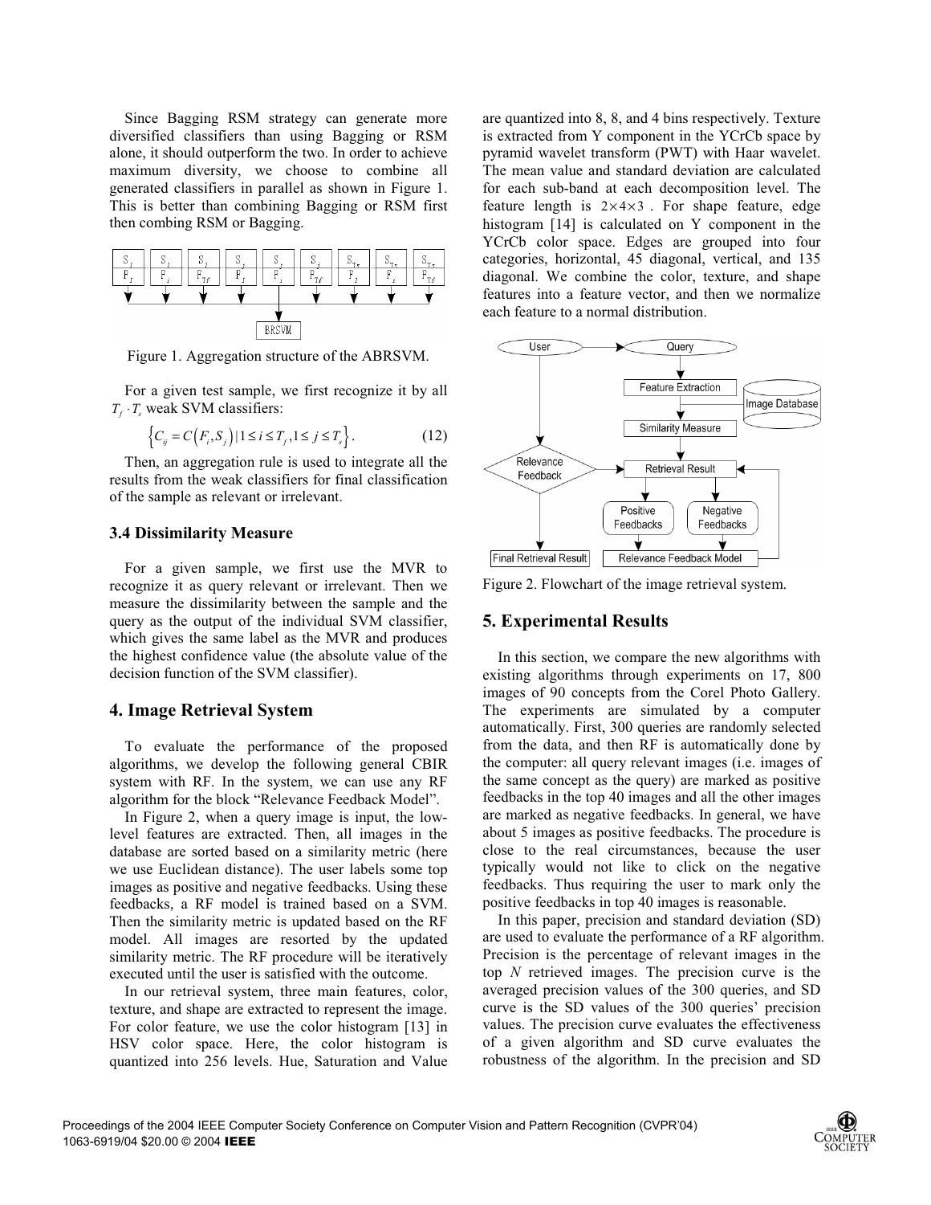Since Bagging RSM strategy can generate more diversified classifiers than using Bagging or RSM alone, it should outperform the two. In order to achieve maximum diversity, we choose to combine all generated classifiers in parallel as shown in Figure 1. This is better than combining Bagging or RSM first then combing RSM or Bagging.

Figure 1. Aggregation structure of the ABRSVM.

For a given test sample, we first recognize it by all $T_f \cdot T_s$ weak SVM classifiers:

$$\left\{C_{ij} = C\left(F_i, S_j\right) \mid 1 \le i \le T_f, 1 \le j \le T_s\right\}. \quad (12)$$

Then, an aggregation rule is used to integrate all the results from the weak classifiers for final classification of the sample as relevant or irrelevant.

### 3.4 Dissimilarity Measure

For a given sample, we first use the MVR to recognize it as query relevant or irrelevant. Then we measure the dissimilarity between the sample and the query as the output of the individual SVM classifier, which gives the same label as the MVR and produces the highest confidence value (the absolute value of the decision function of the SVM classifier).

## 4. Image Retrieval System

To evaluate the performance of the proposed algorithms, we develop the following general CBIR system with RF. In the system, we can use any RF algorithm for the block "Relevance Feedback Model".

In Figure 2, when a query image is input, the low-level features are extracted. Then, all images in the database are sorted based on a similarity metric (here we use Euclidean distance). The user labels some top images as positive and negative feedbacks. Using these feedbacks, a RF model is trained based on a SVM. Then the similarity metric is updated based on the RF model. All images are resorted by the updated similarity metric. The RF procedure will be iteratively executed until the user is satisfied with the outcome.

In our retrieval system, three main features, color, texture, and shape are extracted to represent the image. For color feature, we use the color histogram [13] in HSV color space. Here, the color histogram is quantized into 256 levels. Hue, Saturation and Value are quantized into 8, 8, and 4 bins respectively. Texture is extracted from Y component in the YCrCb space by pyramid wavelet transform (PWT) with Haar wavelet. The mean value and standard deviation are calculated for each sub-band at each decomposition level. The feature length is $2 \times 4 \times 3$. For shape feature, edge histogram [14] is calculated on Y component in the YCrCb color space. Edges are grouped into four categories, horizontal, 45 diagonal, vertical, and 135 diagonal. We combine the color, texture, and shape features into a feature vector, and then we normalize each feature to a normal distribution.

Figure 2. Flowchart of the image retrieval system.

## 5. Experimental Results

In this section, we compare the new algorithms with existing algorithms through experiments on 17, 800 images of 90 concepts from the Corel Photo Gallery. The experiments are simulated by a computer automatically. First, 300 queries are randomly selected from the data, and then RF is automatically done by the computer: all query relevant images (i.e. images of the same concept as the query) are marked as positive feedbacks in the top 40 images and all the other images are marked as negative feedbacks. In general, we have about 5 images as positive feedbacks. The procedure is close to the real circumstances, because the user typically would not like to click on the negative feedbacks. Thus requiring the user to mark only the positive feedbacks in top 40 images is reasonable.

In this paper, precision and standard deviation (SD) are used to evaluate the performance of a RF algorithm. Precision is the percentage of relevant images in the top *N* retrieved images. The precision curve is the averaged precision values of the 300 queries, and SD curve is the SD values of the 300 queries' precision values. The precision curve evaluates the effectiveness of a given algorithm and SD curve evaluates the robustness of the algorithm. In the precision and SD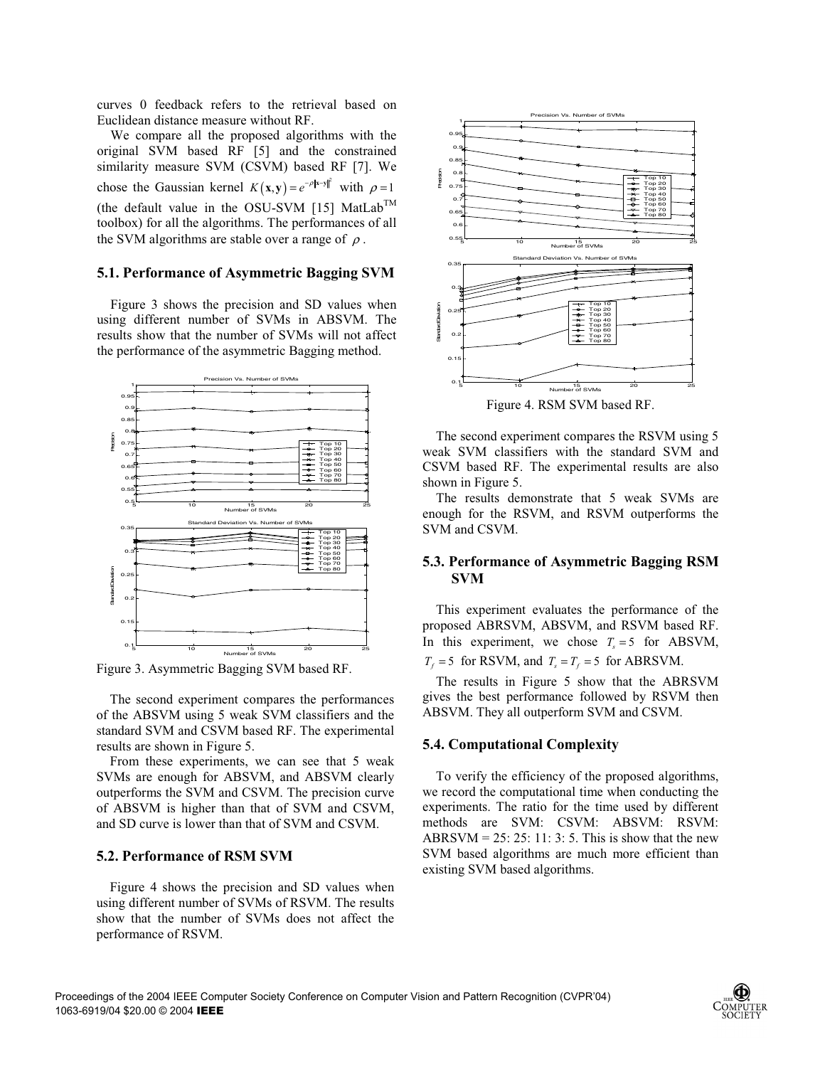curves 0 feedback refers to the retrieval based on Euclidean distance measure without RF.

We compare all the proposed algorithms with the original SVM based RF [5] and the constrained similarity measure SVM (CSVM) based RF [7]. We chose the Gaussian kernel $K(\mathbf{x},\mathbf{y}) = e^{-\rho\|\mathbf{x}-\mathbf{y}\|^2}$ with $\rho = 1$ (the default value in the OSU-SVM [15] MatLab™ toolbox) for all the algorithms. The performances of all the SVM algorithms are stable over a range of $\rho$.

### 5.1. Performance of Asymmetric Bagging SVM

Figure 3 shows the precision and SD values when using different number of SVMs in ABSVM. The results show that the number of SVMs will not affect the performance of the asymmetric Bagging method.

Figure 3. Asymmetric Bagging SVM based RF.

The second experiment compares the performances of the ABSVM using 5 weak SVM classifiers and the standard SVM and CSVM based RF. The experimental results are shown in Figure 5.

From these experiments, we can see that 5 weak SVMs are enough for ABSVM, and ABSVM clearly outperforms the SVM and CSVM. The precision curve of ABSVM is higher than that of SVM and CSVM, and SD curve is lower than that of SVM and CSVM.

### 5.2. Performance of RSM SVM

Figure 4 shows the precision and SD values when using different number of SVMs of RSVM. The results show that the number of SVMs does not affect the performance of RSVM.

Figure 4. RSM SVM based RF.

The second experiment compares the RSVM using 5 weak SVM classifiers with the standard SVM and CSVM based RF. The experimental results are also shown in Figure 5.

The results demonstrate that 5 weak SVMs are enough for the RSVM, and RSVM outperforms the SVM and CSVM.

### 5.3. Performance of Asymmetric Bagging RSM SVM

This experiment evaluates the performance of the proposed ABRSVM, ABSVM, and RSVM based RF. In this experiment, we chose $T_s = 5$ for ABSVM, $T_f = 5$ for RSVM, and $T_s = T_f = 5$ for ABRSVM.

The results in Figure 5 show that the ABRSVM gives the best performance followed by RSVM then ABSVM. They all outperform SVM and CSVM.

### 5.4. Computational Complexity

To verify the efficiency of the proposed algorithms, we record the computational time when conducting the experiments. The ratio for the time used by different methods are SVM: CSVM: ABSVM: RSVM: ABRSVM = 25: 25: 11: 3: 5. This is show that the new SVM based algorithms are much more efficient than existing SVM based algorithms.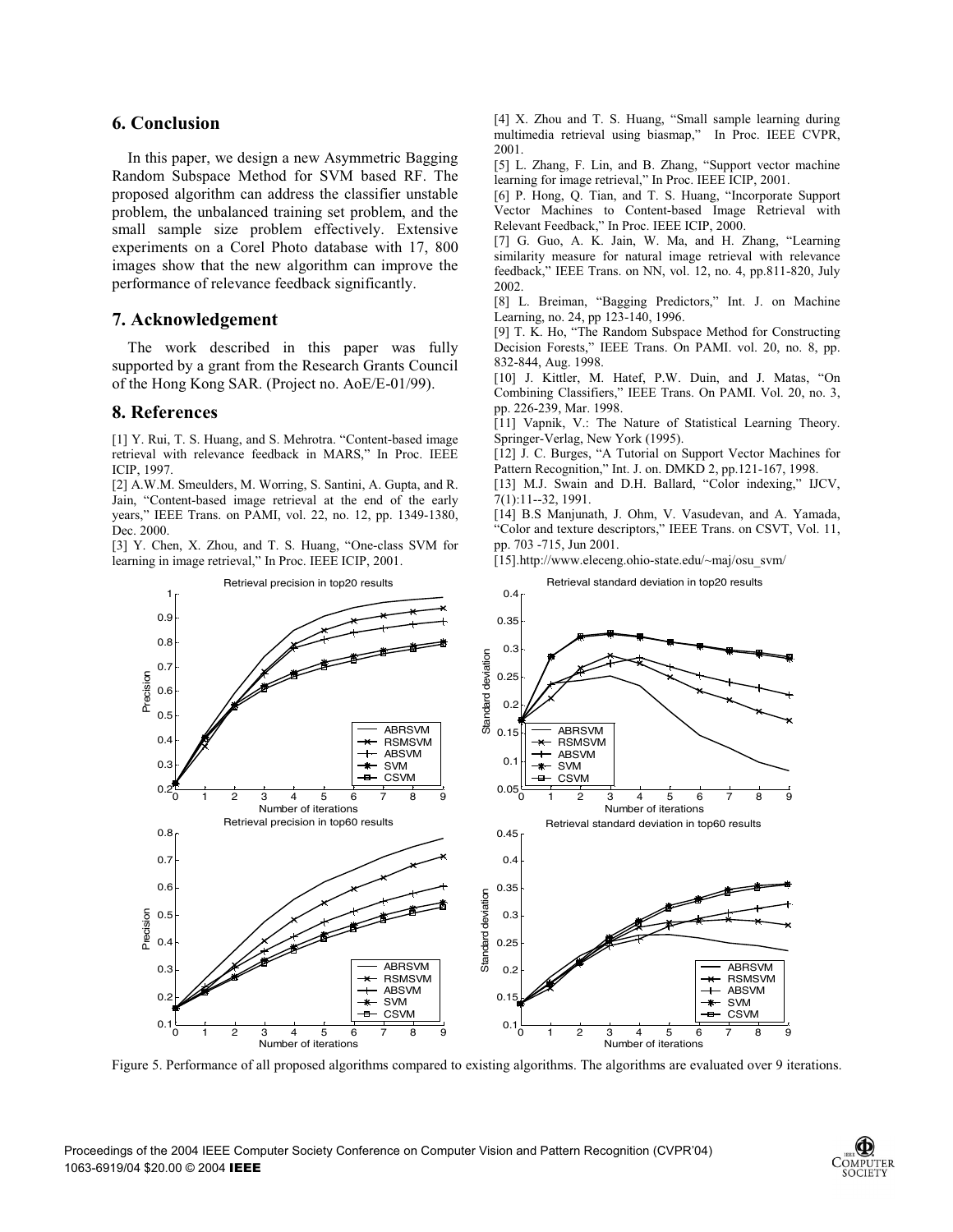## 6. Conclusion

In this paper, we design a new Asymmetric Bagging Random Subspace Method for SVM based RF. The proposed algorithm can address the classifier unstable problem, the unbalanced training set problem, and the small sample size problem effectively. Extensive experiments on a Corel Photo database with 17, 800 images show that the new algorithm can improve the performance of relevance feedback significantly.

## 7. Acknowledgement

The work described in this paper was fully supported by a grant from the Research Grants Council of the Hong Kong SAR. (Project no. AoE/E-01/99).

## 8. References

[1] Y. Rui, T. S. Huang, and S. Mehrotra. "Content-based image retrieval with relevance feedback in MARS," In Proc. IEEE ICIP, 1997.

[2] A.W.M. Smeulders, M. Worring, S. Santini, A. Gupta, and R. Jain, "Content-based image retrieval at the end of the early years," IEEE Trans. on PAMI, vol. 22, no. 12, pp. 1349-1380, Dec. 2000.

[3] Y. Chen, X. Zhou, and T. S. Huang, "One-class SVM for learning in image retrieval," In Proc. IEEE ICIP, 2001.

[4] X. Zhou and T. S. Huang, "Small sample learning during multimedia retrieval using biasmap," In Proc. IEEE CVPR, 2001.

[5] L. Zhang, F. Lin, and B. Zhang, "Support vector machine learning for image retrieval," In Proc. IEEE ICIP, 2001.

[6] P. Hong, Q. Tian, and T. S. Huang, "Incorporate Support Vector Machines to Content-based Image Retrieval with Relevant Feedback," In Proc. IEEE ICIP, 2000.

[7] G. Guo, A. K. Jain, W. Ma, and H. Zhang, "Learning similarity measure for natural image retrieval with relevance feedback," IEEE Trans. on NN, vol. 12, no. 4, pp.811-820, July 2002.

[8] L. Breiman, "Bagging Predictors," Int. J. on Machine Learning, no. 24, pp 123-140, 1996.

[9] T. K. Ho, "The Random Subspace Method for Constructing Decision Forests," IEEE Trans. On PAMI. vol. 20, no. 8, pp. 832-844, Aug. 1998.

[10] J. Kittler, M. Hatef, P.W. Duin, and J. Matas, "On Combining Classifiers," IEEE Trans. On PAMI. Vol. 20, no. 3, pp. 226-239, Mar. 1998.

[11] Vapnik, V.: The Nature of Statistical Learning Theory. Springer-Verlag, New York (1995).

[12] J. C. Burges, "A Tutorial on Support Vector Machines for Pattern Recognition," Int. J. on. DMKD 2, pp.121-167, 1998.

[13] M.J. Swain and D.H. Ballard, "Color indexing," IJCV, 7(1):11--32, 1991.

[14] B.S Manjunath, J. Ohm, V. Vasudevan, and A. Yamada, "Color and texture descriptors," IEEE Trans. on CSVT, Vol. 11, pp. 703 -715, Jun 2001.

[15].http://www.eleceng.ohio-state.edu/~maj/osu_svm/

Retrieval precision in top20 results
Precision
Number of iterations
ABRSVM
RSMSVM
ABSVM
SVM
CSVM

Retrieval standard deviation in top20 results
Standard deviation
Number of iterations
ABRSVM
RSMSVM
ABSVM
SVM
CSVM

Retrieval precision in top60 results
Precision
Number of iterations
ABRSVM
RSMSVM
ABSVM
SVM
CSVM

Retrieval standard deviation in top60 results
Standard deviation
Number of iterations
ABRSVM
RSMSVM
ABSVM
SVM
CSVM

Figure 5. Performance of all proposed algorithms compared to existing algorithms. The algorithms are evaluated over 9 iterations.